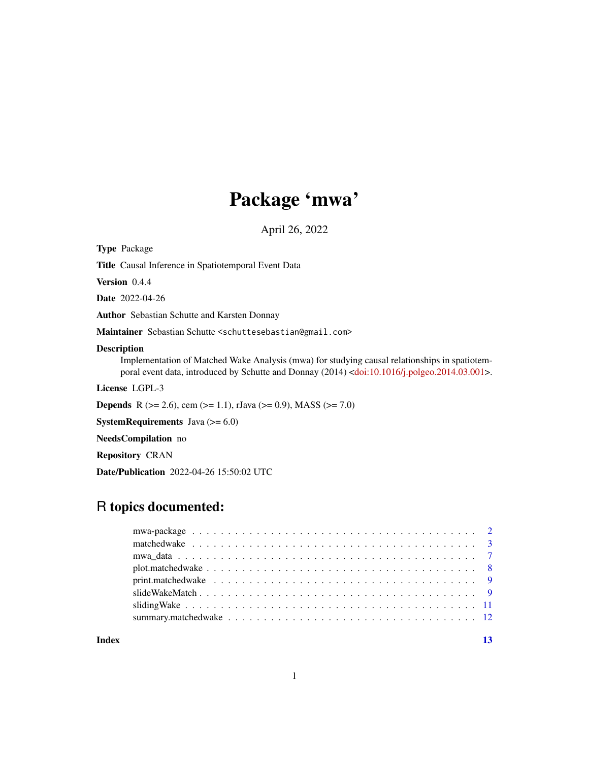# Package 'mwa'

April 26, 2022

**Type** Package

**Title** Causal Inference in Spatiotemporal Event Data

**Version** 0.4.4

**Date** 2022-04-26

**Author** Sebastian Schutte and Karsten Donnay

**Maintainer** Sebastian Schutte <schuttesebastian@gmail.com>

**Description** Implementation of Matched Wake Analysis (mwa) for studying causal relationships in spatiotemporal event data, introduced by Schutte and Donnay (2014) <doi:10.1016/j.polgeo.2014.03.001>.

**License** LGPL-3

**Depends** R (>= 2.6), cem (>= 1.1), rJava (>= 0.9), MASS (>= 7.0)

**SystemRequirements** Java (>= 6.0)

**NeedsCompilation** no

**Repository** CRAN

**Date/Publication** 2022-04-26 15:50:02 UTC

## R topics documented:

- mwa-package . . . . . . . . . . . . . . . . . . . . . . . . . . . . . . . . . . . . . . . . 2
- matchedwake . . . . . . . . . . . . . . . . . . . . . . . . . . . . . . . . . . . . . . . . 3
- mwa_data . . . . . . . . . . . . . . . . . . . . . . . . . . . . . . . . . . . . . . . . . . 7
- plot.matchedwake . . . . . . . . . . . . . . . . . . . . . . . . . . . . . . . . . . . . . 8
- print.matchedwake . . . . . . . . . . . . . . . . . . . . . . . . . . . . . . . . . . . . 9
- slideWakeMatch . . . . . . . . . . . . . . . . . . . . . . . . . . . . . . . . . . . . . . 9
- slidingWake . . . . . . . . . . . . . . . . . . . . . . . . . . . . . . . . . . . . . . . . 11
- summary.matchedwake . . . . . . . . . . . . . . . . . . . . . . . . . . . . . . . . . . 12

**Index** 13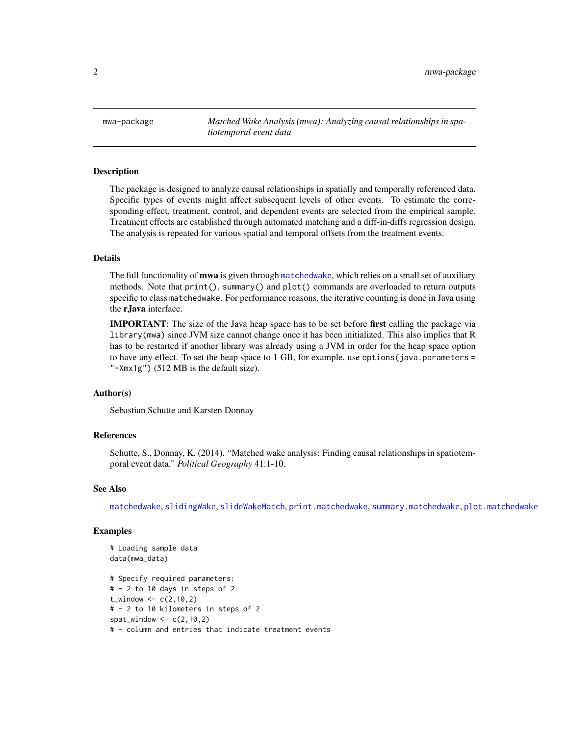mwa-package *Matched Wake Analysis (mwa): Analyzing causal relationships in spatiotemporal event data*

## Description

The package is designed to analyze causal relationships in spatially and temporally referenced data. Specific types of events might affect subsequent levels of other events. To estimate the corresponding effect, treatment, control, and dependent events are selected from the empirical sample. Treatment effects are established through automated matching and a diff-in-diffs regression design. The analysis is repeated for various spatial and temporal offsets from the treatment events.

## Details

The full functionality of **mwa** is given through `matchedwake`, which relies on a small set of auxiliary methods. Note that `print()`, `summary()` and `plot()` commands are overloaded to return outputs specific to class `matchedwake`. For performance reasons, the iterative counting is done in Java using the **rJava** interface.

**IMPORTANT**: The size of the Java heap space has to be set before **first** calling the package via `library(mwa)` since JVM size cannot change once it has been initialized. This also implies that R has to be restarted if another library was already using a JVM in order for the heap space option to have any effect. To set the heap space to 1 GB, for example, use `options(java.parameters = "-Xmx1g")` (512 MB is the default size).

## Author(s)

Sebastian Schutte and Karsten Donnay

## References

Schutte, S., Donnay, K. (2014). "Matched wake analysis: Finding causal relationships in spatiotemporal event data." *Political Geography* 41:1-10.

## See Also

`matchedwake`, `slidingWake`, `slideWakeMatch`, `print.matchedwake`, `summary.matchedwake`, `plot.matchedwake`

## Examples

```
# Loading sample data
data(mwa_data)

# Specify required parameters:
# - 2 to 10 days in steps of 2
t_window <- c(2,10,2)
# - 2 to 10 kilometers in steps of 2
spat_window <- c(2,10,2)
# - column and entries that indicate treatment events
```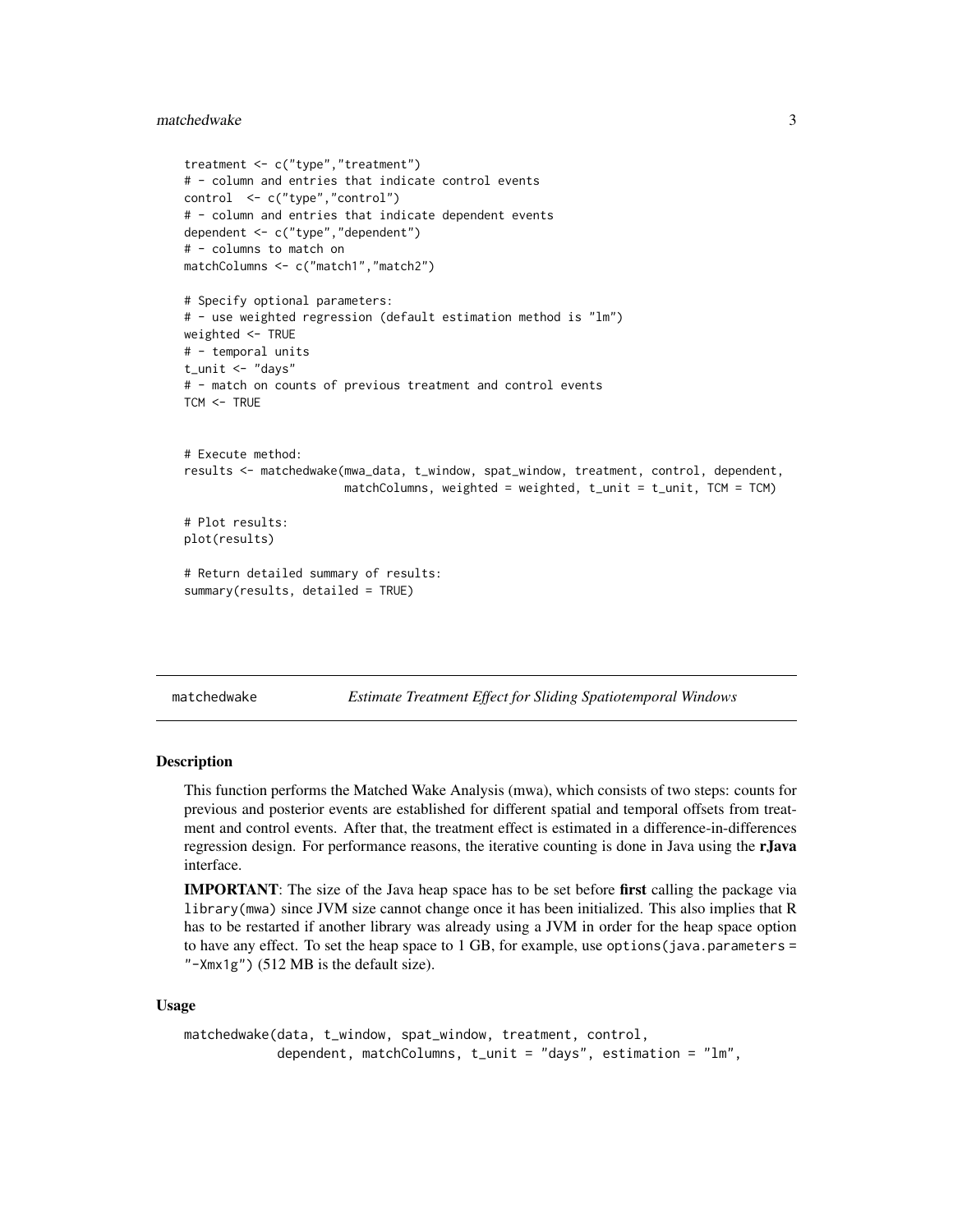```
treatment <- c("type","treatment")
# - column and entries that indicate control events
control  <- c("type","control")
# - column and entries that indicate dependent events
dependent <- c("type","dependent")
# - columns to match on
matchColumns <- c("match1","match2")

# Specify optional parameters:
# - use weighted regression (default estimation method is "lm")
weighted <- TRUE
# - temporal units
t_unit <- "days"
# - match on counts of previous treatment and control events
TCM <- TRUE


# Execute method:
results <- matchedwake(mwa_data, t_window, spat_window, treatment, control, dependent,
                       matchColumns, weighted = weighted, t_unit = t_unit, TCM = TCM)

# Plot results:
plot(results)

# Return detailed summary of results:
summary(results, detailed = TRUE)
```

## matchedwake — *Estimate Treatment Effect for Sliding Spatiotemporal Windows*

### Description

This function performs the Matched Wake Analysis (mwa), which consists of two steps: counts for previous and posterior events are established for different spatial and temporal offsets from treatment and control events. After that, the treatment effect is estimated in a difference-in-differences regression design. For performance reasons, the iterative counting is done in Java using the **rJava** interface.

**IMPORTANT**: The size of the Java heap space has to be set before **first** calling the package via `library(mwa)` since JVM size cannot change once it has been initialized. This also implies that R has to be restarted if another library was already using a JVM in order for the heap space option to have any effect. To set the heap space to 1 GB, for example, use `options(java.parameters = "-Xmx1g")` (512 MB is the default size).

### Usage

```
matchedwake(data, t_window, spat_window, treatment, control,
            dependent, matchColumns, t_unit = "days", estimation = "lm",
```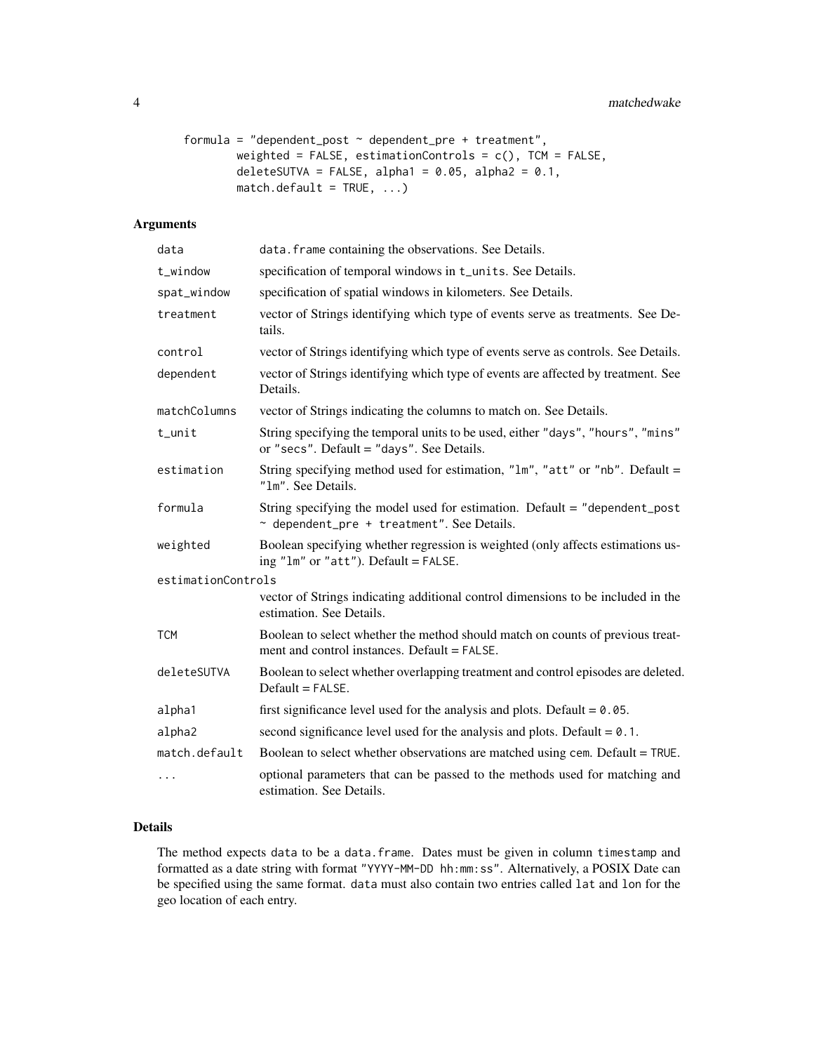```
formula = "dependent_post ~ dependent_pre + treatment",
        weighted = FALSE, estimationControls = c(), TCM = FALSE,
        deleteSUTVA = FALSE, alpha1 = 0.05, alpha2 = 0.1,
        match.default = TRUE, ...)
```

## Arguments

| Argument | Description |
|---|---|
| `data` | `data.frame` containing the observations. See Details. |
| `t_window` | specification of temporal windows in `t_units`. See Details. |
| `spat_window` | specification of spatial windows in kilometers. See Details. |
| `treatment` | vector of Strings identifying which type of events serve as treatments. See Details. |
| `control` | vector of Strings identifying which type of events serve as controls. See Details. |
| `dependent` | vector of Strings identifying which type of events are affected by treatment. See Details. |
| `matchColumns` | vector of Strings indicating the columns to match on. See Details. |
| `t_unit` | String specifying the temporal units to be used, either `"days"`, `"hours"`, `"mins"` or `"secs"`. Default = `"days"`. See Details. |
| `estimation` | String specifying method used for estimation, `"lm"`, `"att"` or `"nb"`. Default = `"lm"`. See Details. |
| `formula` | String specifying the model used for estimation. Default = `"dependent_post ~ dependent_pre + treatment"`. See Details. |
| `weighted` | Boolean specifying whether regression is weighted (only affects estimations using `"lm"` or `"att"`). Default = `FALSE`. |
| `estimationControls` | vector of Strings indicating additional control dimensions to be included in the estimation. See Details. |
| `TCM` | Boolean to select whether the method should match on counts of previous treatment and control instances. Default = `FALSE`. |
| `deleteSUTVA` | Boolean to select whether overlapping treatment and control episodes are deleted. Default = `FALSE`. |
| `alpha1` | first significance level used for the analysis and plots. Default = `0.05`. |
| `alpha2` | second significance level used for the analysis and plots. Default = `0.1`. |
| `match.default` | Boolean to select whether observations are matched using `cem`. Default = `TRUE`. |
| `...` | optional parameters that can be passed to the methods used for matching and estimation. See Details. |

## Details

The method expects `data` to be a `data.frame`. Dates must be given in column `timestamp` and formatted as a date string with format `"YYYY-MM-DD hh:mm:ss"`. Alternatively, a POSIX Date can be specified using the same format. `data` must also contain two entries called `lat` and `lon` for the geo location of each entry.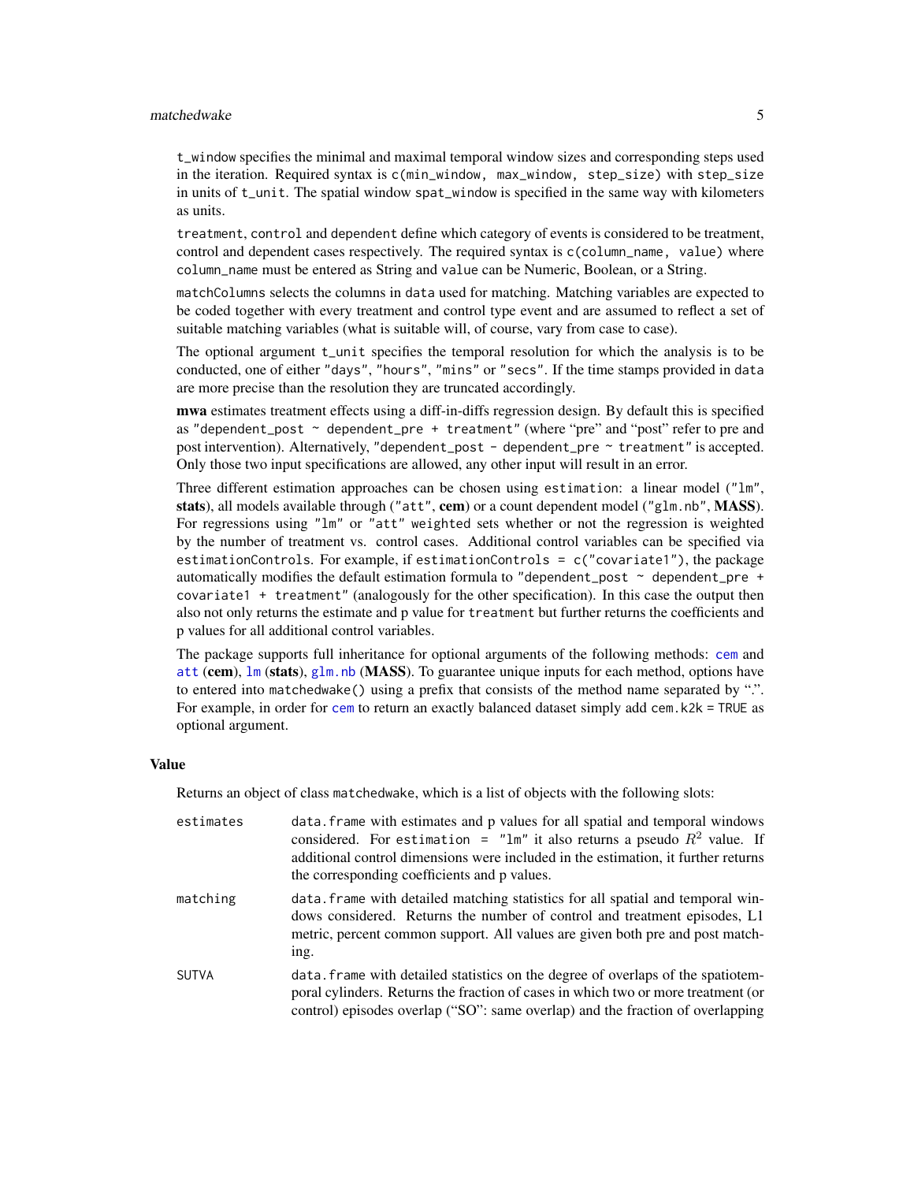`t_window` specifies the minimal and maximal temporal window sizes and corresponding steps used in the iteration. Required syntax is `c(min_window, max_window, step_size)` with `step_size` in units of `t_unit`. The spatial window `spat_window` is specified in the same way with kilometers as units.

`treatment`, `control` and `dependent` define which category of events is considered to be treatment, control and dependent cases respectively. The required syntax is `c(column_name, value)` where `column_name` must be entered as String and `value` can be Numeric, Boolean, or a String.

`matchColumns` selects the columns in `data` used for matching. Matching variables are expected to be coded together with every treatment and control type event and are assumed to reflect a set of suitable matching variables (what is suitable will, of course, vary from case to case).

The optional argument `t_unit` specifies the temporal resolution for which the analysis is to be conducted, one of either `"days"`, `"hours"`, `"mins"` or `"secs"`. If the time stamps provided in `data` are more precise than the resolution they are truncated accordingly.

**mwa** estimates treatment effects using a diff-in-diffs regression design. By default this is specified as `"dependent_post ~ dependent_pre + treatment"` (where "pre" and "post" refer to pre and post intervention). Alternatively, `"dependent_post - dependent_pre ~ treatment"` is accepted. Only those two input specifications are allowed, any other input will result in an error.

Three different estimation approaches can be chosen using `estimation`: a linear model (`"lm"`, **stats**), all models available through (`"att"`, **cem**) or a count dependent model (`"glm.nb"`, **MASS**). For regressions using `"lm"` or `"att"` `weighted` sets whether or not the regression is weighted by the number of treatment vs. control cases. Additional control variables can be specified via `estimationControls`. For example, if `estimationControls = c("covariate1")`, the package automatically modifies the default estimation formula to `"dependent_post ~ dependent_pre + covariate1 + treatment"` (analogously for the other specification). In this case the output then also not only returns the estimate and p value for `treatment` but further returns the coefficients and p values for all additional control variables.

The package supports full inheritance for optional arguments of the following methods: `cem` and `att` (**cem**), `lm` (**stats**), `glm.nb` (**MASS**). To guarantee unique inputs for each method, options have to entered into `matchedwake()` using a prefix that consists of the method name separated by ".". For example, in order for `cem` to return an exactly balanced dataset simply add `cem.k2k = TRUE` as optional argument.

### Value

Returns an object of class `matchedwake`, which is a list of objects with the following slots:

`estimates` — `data.frame` with estimates and p values for all spatial and temporal windows considered. For `estimation = "lm"` it also returns a pseudo $R^2$ value. If additional control dimensions were included in the estimation, it further returns the corresponding coefficients and p values.

`matching` — `data.frame` with detailed matching statistics for all spatial and temporal windows considered. Returns the number of control and treatment episodes, L1 metric, percent common support. All values are given both pre and post matching.

`SUTVA` — `data.frame` with detailed statistics on the degree of overlaps of the spatiotemporal cylinders. Returns the fraction of cases in which two or more treatment (or control) episodes overlap ("SO": same overlap) and the fraction of overlapping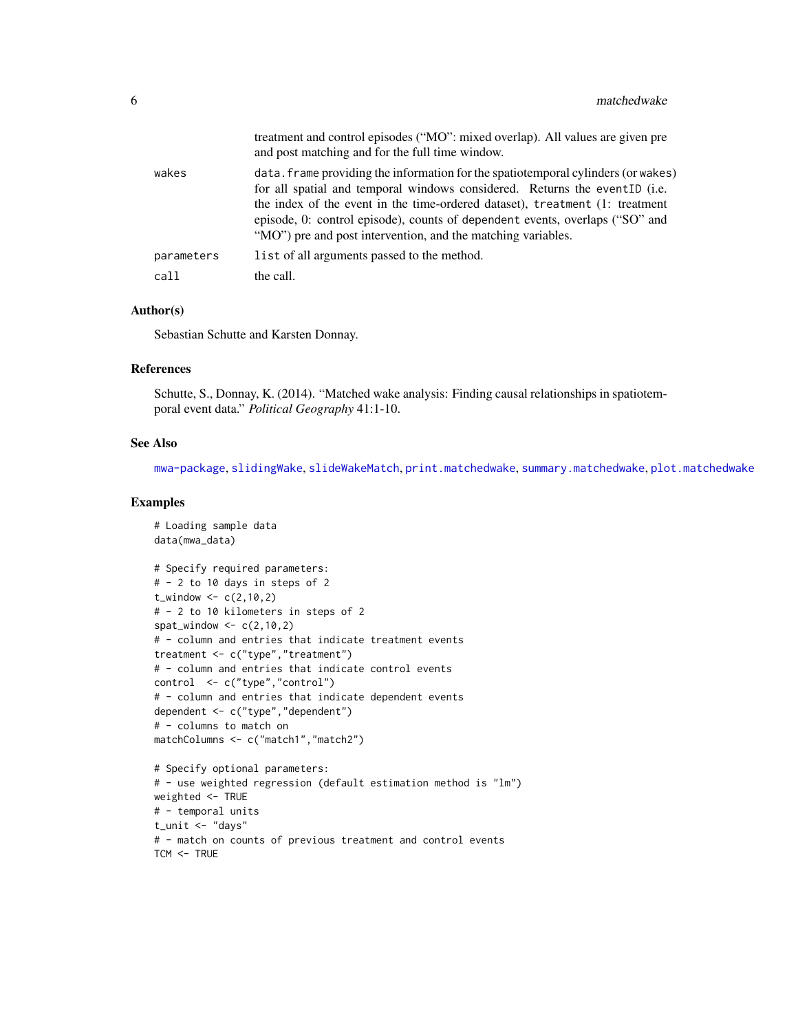| | |
|---|---|
| | treatment and control episodes ("MO": mixed overlap). All values are given pre and post matching and for the full time window. |
| wakes | data.frame providing the information for the spatiotemporal cylinders (or wakes) for all spatial and temporal windows considered. Returns the eventID (i.e. the index of the event in the time-ordered dataset), treatment (1: treatment episode, 0: control episode), counts of dependent events, overlaps ("SO" and "MO") pre and post intervention, and the matching variables. |
| parameters | list of all arguments passed to the method. |
| call | the call. |

### Author(s)

Sebastian Schutte and Karsten Donnay.

### References

Schutte, S., Donnay, K. (2014). "Matched wake analysis: Finding causal relationships in spatiotemporal event data." *Political Geography* 41:1-10.

### See Also

mwa-package, slidingWake, slideWakeMatch, print.matchedwake, summary.matchedwake, plot.matchedwake

### Examples

```
# Loading sample data
data(mwa_data)

# Specify required parameters:
# - 2 to 10 days in steps of 2
t_window <- c(2,10,2)
# - 2 to 10 kilometers in steps of 2
spat_window <- c(2,10,2)
# - column and entries that indicate treatment events
treatment <- c("type","treatment")
# - column and entries that indicate control events
control  <- c("type","control")
# - column and entries that indicate dependent events
dependent <- c("type","dependent")
# - columns to match on
matchColumns <- c("match1","match2")

# Specify optional parameters:
# - use weighted regression (default estimation method is "lm")
weighted <- TRUE
# - temporal units
t_unit <- "days"
# - match on counts of previous treatment and control events
TCM <- TRUE
```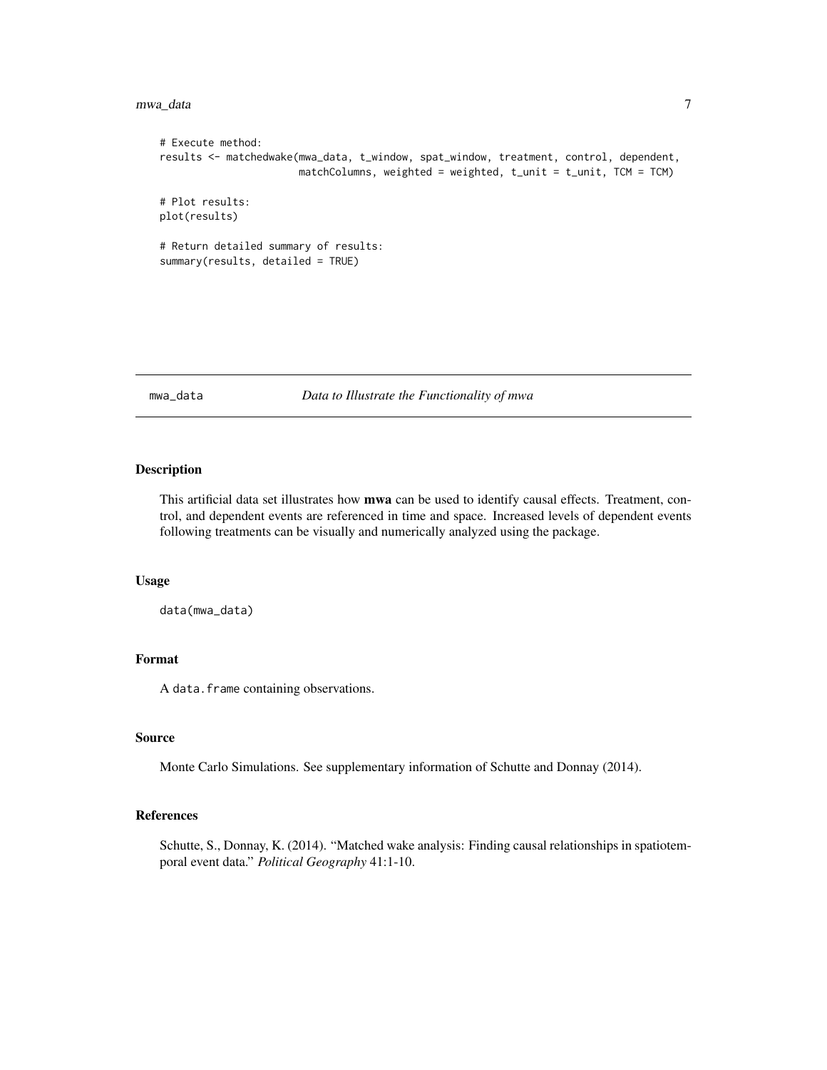```
# Execute method:
results <- matchedwake(mwa_data, t_window, spat_window, treatment, control, dependent,
                       matchColumns, weighted = weighted, t_unit = t_unit, TCM = TCM)

# Plot results:
plot(results)

# Return detailed summary of results:
summary(results, detailed = TRUE)
```

## mwa_data — *Data to Illustrate the Functionality of mwa*

### Description

This artificial data set illustrates how **mwa** can be used to identify causal effects. Treatment, control, and dependent events are referenced in time and space. Increased levels of dependent events following treatments can be visually and numerically analyzed using the package.

### Usage

```
data(mwa_data)
```

### Format

A `data.frame` containing observations.

### Source

Monte Carlo Simulations. See supplementary information of Schutte and Donnay (2014).

### References

Schutte, S., Donnay, K. (2014). "Matched wake analysis: Finding causal relationships in spatiotemporal event data." *Political Geography* 41:1-10.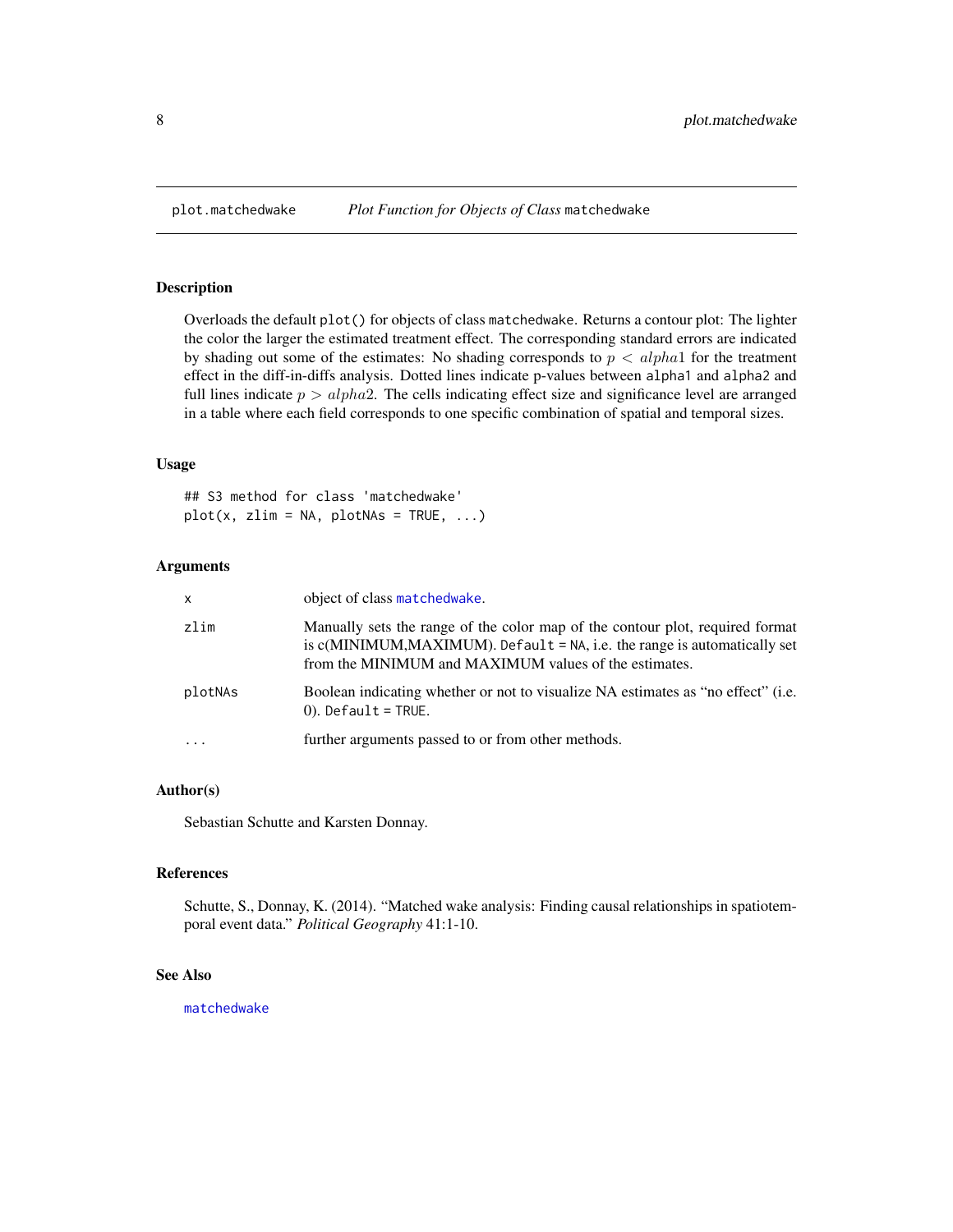plot.matchedwake — *Plot Function for Objects of Class* `matchedwake`

## Description

Overloads the default `plot()` for objects of class `matchedwake`. Returns a contour plot: The lighter the color the larger the estimated treatment effect. The corresponding standard errors are indicated by shading out some of the estimates: No shading corresponds to $p < alpha1$ for the treatment effect in the diff-in-diffs analysis. Dotted lines indicate p-values between `alpha1` and `alpha2` and full lines indicate $p > alpha2$. The cells indicating effect size and significance level are arranged in a table where each field corresponds to one specific combination of spatial and temporal sizes.

## Usage

```
## S3 method for class 'matchedwake'
plot(x, zlim = NA, plotNAs = TRUE, ...)
```

## Arguments

| | |
|---|---|
| `x` | object of class `matchedwake`. |
| `zlim` | Manually sets the range of the color map of the contour plot, required format is c(MINIMUM,MAXIMUM). `Default = NA`, i.e. the range is automatically set from the MINIMUM and MAXIMUM values of the estimates. |
| `plotNAs` | Boolean indicating whether or not to visualize NA estimates as "no effect" (i.e. 0). `Default = TRUE`. |
| `...` | further arguments passed to or from other methods. |

## Author(s)

Sebastian Schutte and Karsten Donnay.

## References

Schutte, S., Donnay, K. (2014). "Matched wake analysis: Finding causal relationships in spatiotemporal event data." *Political Geography* 41:1-10.

## See Also

`matchedwake`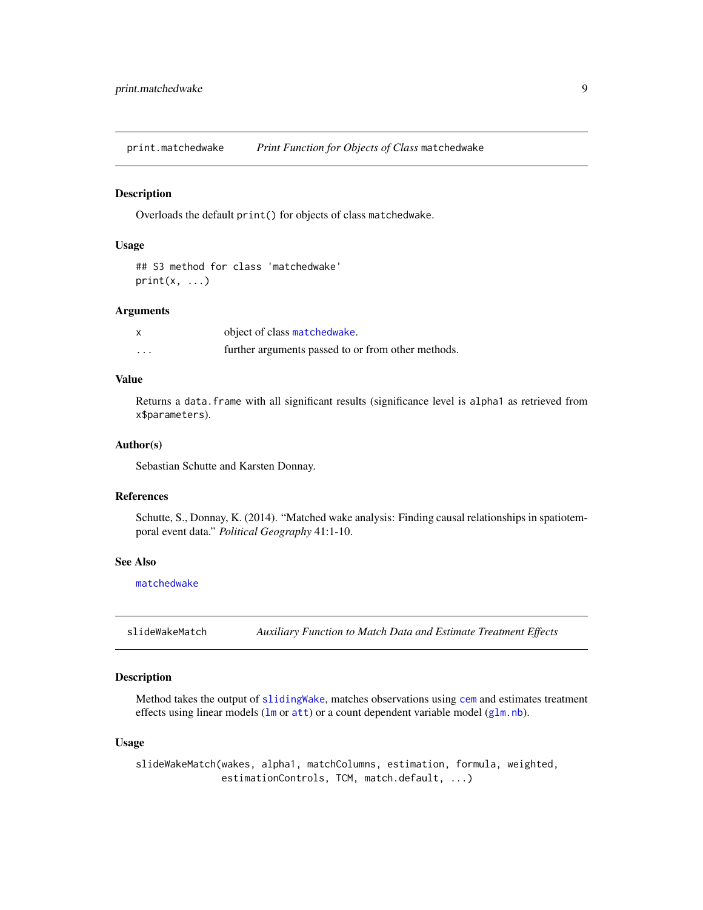## print.matchedwake    *Print Function for Objects of Class* matchedwake

### Description

Overloads the default `print()` for objects of class `matchedwake`.

### Usage

```
## S3 method for class 'matchedwake'
print(x, ...)
```

### Arguments

| | |
|---|---|
| x | object of class `matchedwake`. |
| ... | further arguments passed to or from other methods. |

### Value

Returns a `data.frame` with all significant results (significance level is `alpha1` as retrieved from `x$parameters`).

### Author(s)

Sebastian Schutte and Karsten Donnay.

### References

Schutte, S., Donnay, K. (2014). "Matched wake analysis: Finding causal relationships in spatiotemporal event data." *Political Geography* 41:1-10.

### See Also

`matchedwake`

## slideWakeMatch    *Auxiliary Function to Match Data and Estimate Treatment Effects*

### Description

Method takes the output of `slidingWake`, matches observations using `cem` and estimates treatment effects using linear models (`lm` or `att`) or a count dependent variable model (`glm.nb`).

### Usage

```
slideWakeMatch(wakes, alpha1, matchColumns, estimation, formula, weighted,
               estimationControls, TCM, match.default, ...)
```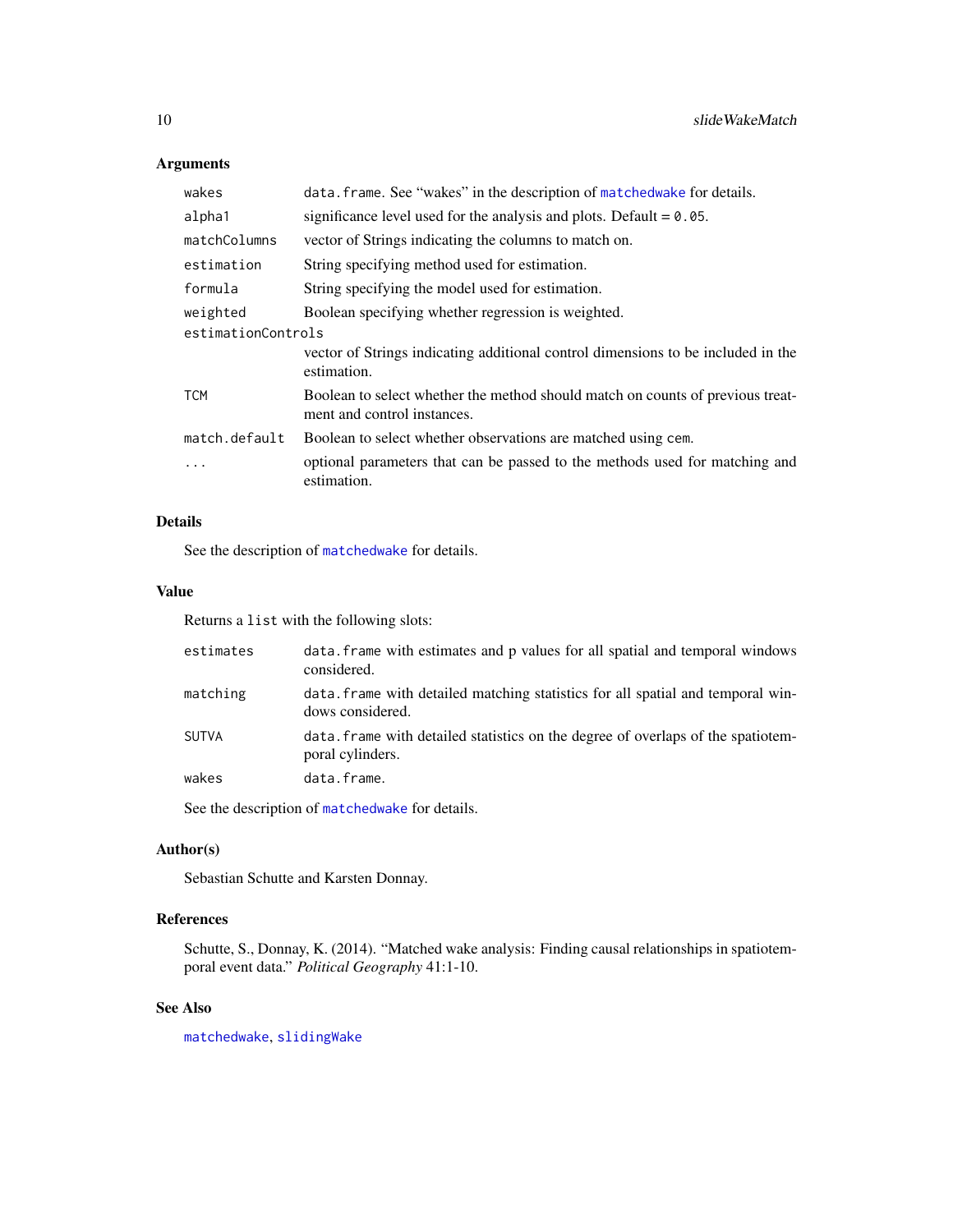## Arguments

| | |
|---|---|
| `wakes` | `data.frame`. See "wakes" in the description of `matchedwake` for details. |
| `alpha1` | significance level used for the analysis and plots. Default = `0.05`. |
| `matchColumns` | vector of Strings indicating the columns to match on. |
| `estimation` | String specifying method used for estimation. |
| `formula` | String specifying the model used for estimation. |
| `weighted` | Boolean specifying whether regression is weighted. |
| `estimationControls` | vector of Strings indicating additional control dimensions to be included in the estimation. |
| `TCM` | Boolean to select whether the method should match on counts of previous treatment and control instances. |
| `match.default` | Boolean to select whether observations are matched using `cem`. |
| `...` | optional parameters that can be passed to the methods used for matching and estimation. |

## Details

See the description of `matchedwake` for details.

## Value

Returns a `list` with the following slots:

| | |
|---|---|
| `estimates` | `data.frame` with estimates and p values for all spatial and temporal windows considered. |
| `matching` | `data.frame` with detailed matching statistics for all spatial and temporal windows considered. |
| `SUTVA` | `data.frame` with detailed statistics on the degree of overlaps of the spatiotemporal cylinders. |
| `wakes` | `data.frame`. |

See the description of `matchedwake` for details.

## Author(s)

Sebastian Schutte and Karsten Donnay.

## References

Schutte, S., Donnay, K. (2014). "Matched wake analysis: Finding causal relationships in spatiotemporal event data." *Political Geography* 41:1-10.

## See Also

`matchedwake`, `slidingWake`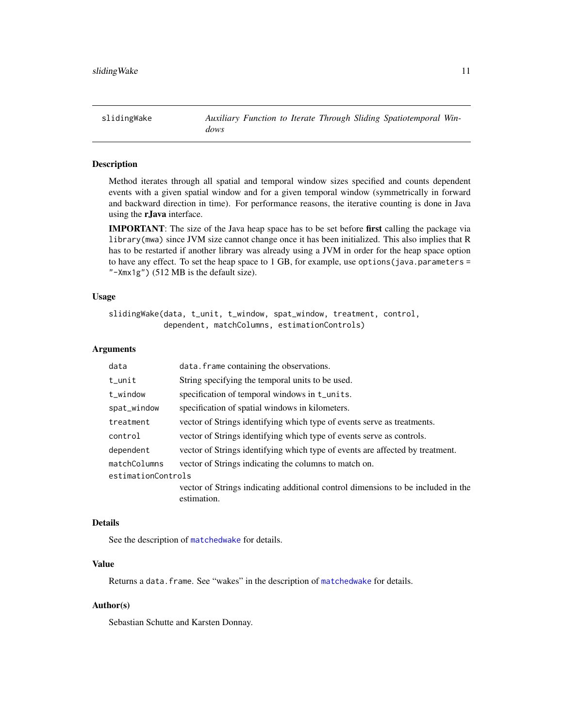## slidingWake — *Auxiliary Function to Iterate Through Sliding Spatiotemporal Windows*

### Description

Method iterates through all spatial and temporal window sizes specified and counts dependent events with a given spatial window and for a given temporal window (symmetrically in forward and backward direction in time). For performance reasons, the iterative counting is done in Java using the **rJava** interface.

**IMPORTANT**: The size of the Java heap space has to be set before **first** calling the package via `library(mwa)` since JVM size cannot change once it has been initialized. This also implies that R has to be restarted if another library was already using a JVM in order for the heap space option to have any effect. To set the heap space to 1 GB, for example, use `options(java.parameters = "-Xmx1g")` (512 MB is the default size).

### Usage

```
slidingWake(data, t_unit, t_window, spat_window, treatment, control,
            dependent, matchColumns, estimationControls)
```

### Arguments

| | |
|---|---|
| `data` | `data.frame` containing the observations. |
| `t_unit` | String specifying the temporal units to be used. |
| `t_window` | specification of temporal windows in `t_units`. |
| `spat_window` | specification of spatial windows in kilometers. |
| `treatment` | vector of Strings identifying which type of events serve as treatments. |
| `control` | vector of Strings identifying which type of events serve as controls. |
| `dependent` | vector of Strings identifying which type of events are affected by treatment. |
| `matchColumns` | vector of Strings indicating the columns to match on. |
| `estimationControls` | vector of Strings indicating additional control dimensions to be included in the estimation. |

### Details

See the description of `matchedwake` for details.

### Value

Returns a `data.frame`. See "wakes" in the description of `matchedwake` for details.

### Author(s)

Sebastian Schutte and Karsten Donnay.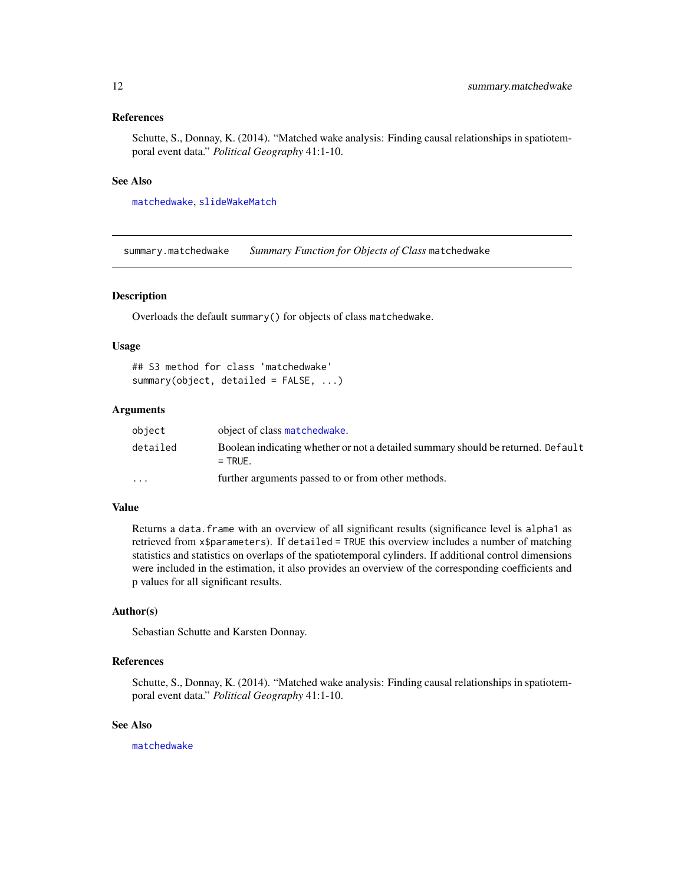### References

Schutte, S., Donnay, K. (2014). "Matched wake analysis: Finding causal relationships in spatiotemporal event data." *Political Geography* 41:1-10.

### See Also

`matchedwake`, `slideWakeMatch`

---

## summary.matchedwake &nbsp;&nbsp;&nbsp; *Summary Function for Objects of Class* `matchedwake`

### Description

Overloads the default `summary()` for objects of class `matchedwake`.

### Usage

```
## S3 method for class 'matchedwake'
summary(object, detailed = FALSE, ...)
```

### Arguments

| | |
|---|---|
| `object` | object of class `matchedwake`. |
| `detailed` | Boolean indicating whether or not a detailed summary should be returned. `Default = TRUE`. |
| `...` | further arguments passed to or from other methods. |

### Value

Returns a `data.frame` with an overview of all significant results (significance level is `alpha1` as retrieved from `x$parameters`). If `detailed = TRUE` this overview includes a number of matching statistics and statistics on overlaps of the spatiotemporal cylinders. If additional control dimensions were included in the estimation, it also provides an overview of the corresponding coefficients and p values for all significant results.

### Author(s)

Sebastian Schutte and Karsten Donnay.

### References

Schutte, S., Donnay, K. (2014). "Matched wake analysis: Finding causal relationships in spatiotemporal event data." *Political Geography* 41:1-10.

### See Also

`matchedwake`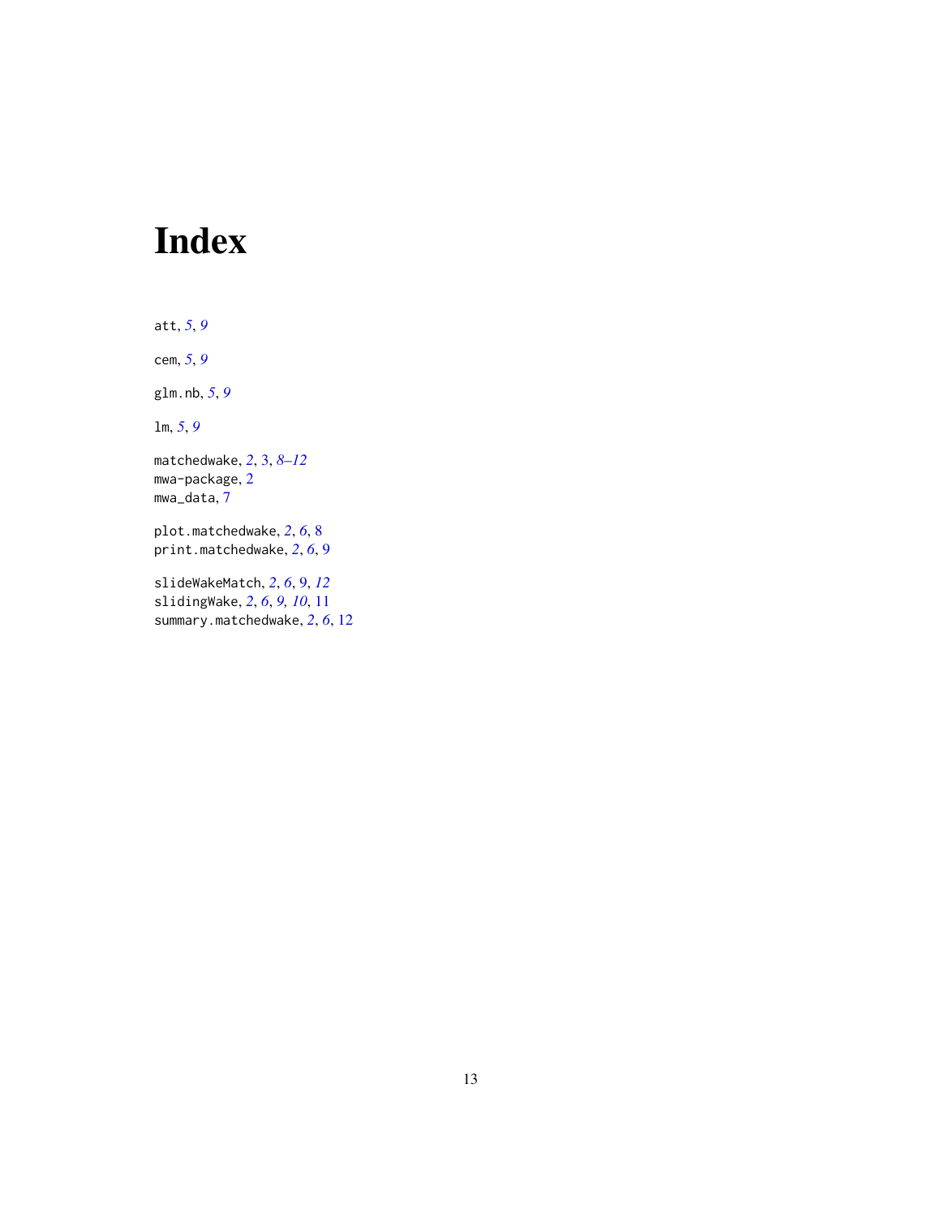# Index

att, *5*, *9*

cem, *5*, *9*

glm.nb, *5*, *9*

lm, *5*, *9*

matchedwake, *2*, 3, *8–12*
mwa-package, 2
mwa_data, 7

plot.matchedwake, *2*, *6*, 8
print.matchedwake, *2*, *6*, 9

slideWakeMatch, *2*, *6*, 9, *12*
slidingWake, *2*, *6*, *9, 10*, 11
summary.matchedwake, *2*, *6*, 12